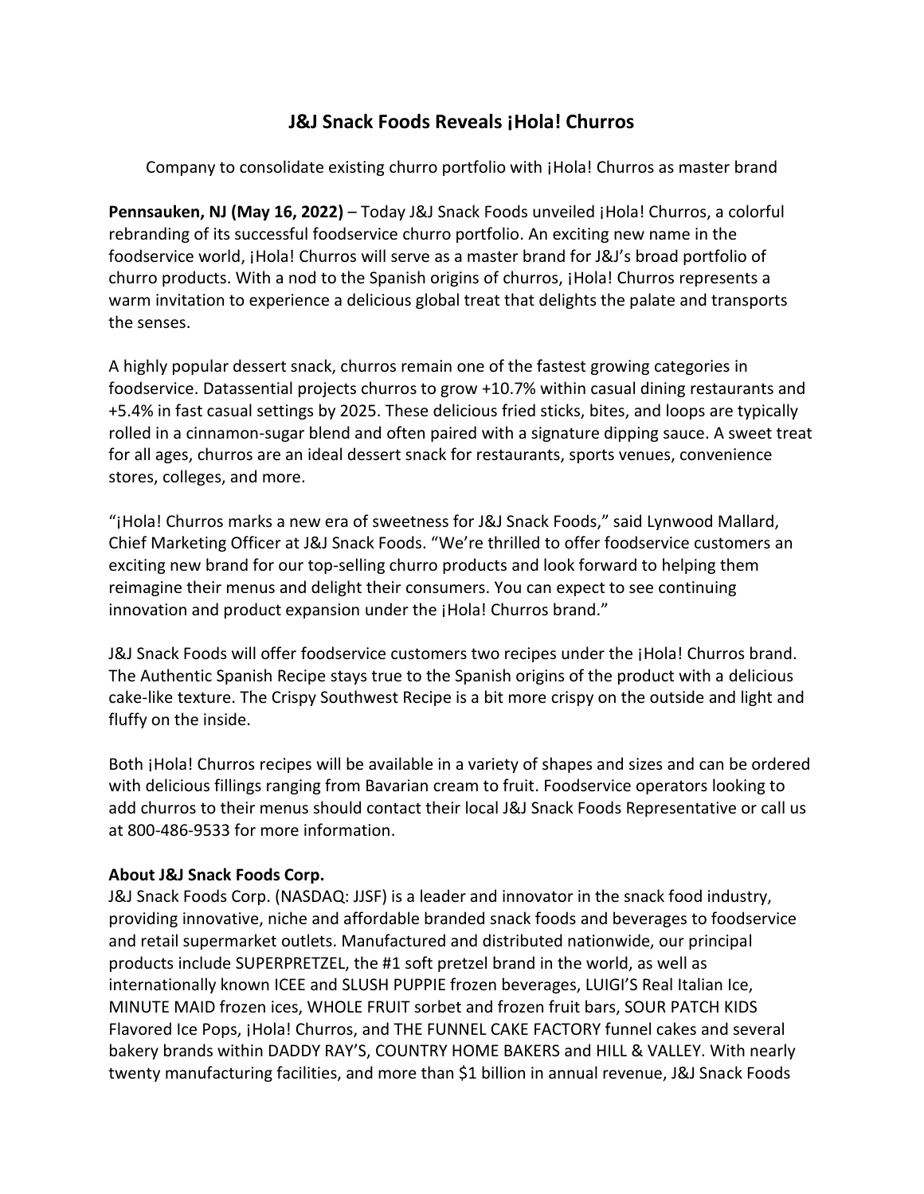# J&J Snack Foods Reveals ¡Hola! Churros

Company to consolidate existing churro portfolio with ¡Hola! Churros as master brand

**Pennsauken, NJ (May 16, 2022)** – Today J&J Snack Foods unveiled ¡Hola! Churros, a colorful rebranding of its successful foodservice churro portfolio. An exciting new name in the foodservice world, ¡Hola! Churros will serve as a master brand for J&J's broad portfolio of churro products. With a nod to the Spanish origins of churros, ¡Hola! Churros represents a warm invitation to experience a delicious global treat that delights the palate and transports the senses.

A highly popular dessert snack, churros remain one of the fastest growing categories in foodservice. Datassential projects churros to grow +10.7% within casual dining restaurants and +5.4% in fast casual settings by 2025. These delicious fried sticks, bites, and loops are typically rolled in a cinnamon-sugar blend and often paired with a signature dipping sauce. A sweet treat for all ages, churros are an ideal dessert snack for restaurants, sports venues, convenience stores, colleges, and more.

"¡Hola! Churros marks a new era of sweetness for J&J Snack Foods," said Lynwood Mallard, Chief Marketing Officer at J&J Snack Foods. "We're thrilled to offer foodservice customers an exciting new brand for our top-selling churro products and look forward to helping them reimagine their menus and delight their consumers. You can expect to see continuing innovation and product expansion under the ¡Hola! Churros brand."

J&J Snack Foods will offer foodservice customers two recipes under the ¡Hola! Churros brand. The Authentic Spanish Recipe stays true to the Spanish origins of the product with a delicious cake-like texture. The Crispy Southwest Recipe is a bit more crispy on the outside and light and fluffy on the inside.

Both ¡Hola! Churros recipes will be available in a variety of shapes and sizes and can be ordered with delicious fillings ranging from Bavarian cream to fruit. Foodservice operators looking to add churros to their menus should contact their local J&J Snack Foods Representative or call us at 800-486-9533 for more information.

**About J&J Snack Foods Corp.**

J&J Snack Foods Corp. (NASDAQ: JJSF) is a leader and innovator in the snack food industry, providing innovative, niche and affordable branded snack foods and beverages to foodservice and retail supermarket outlets. Manufactured and distributed nationwide, our principal products include SUPERPRETZEL, the #1 soft pretzel brand in the world, as well as internationally known ICEE and SLUSH PUPPIE frozen beverages, LUIGI'S Real Italian Ice, MINUTE MAID frozen ices, WHOLE FRUIT sorbet and frozen fruit bars, SOUR PATCH KIDS Flavored Ice Pops, ¡Hola! Churros, and THE FUNNEL CAKE FACTORY funnel cakes and several bakery brands within DADDY RAY'S, COUNTRY HOME BAKERS and HILL & VALLEY. With nearly twenty manufacturing facilities, and more than $1 billion in annual revenue, J&J Snack Foods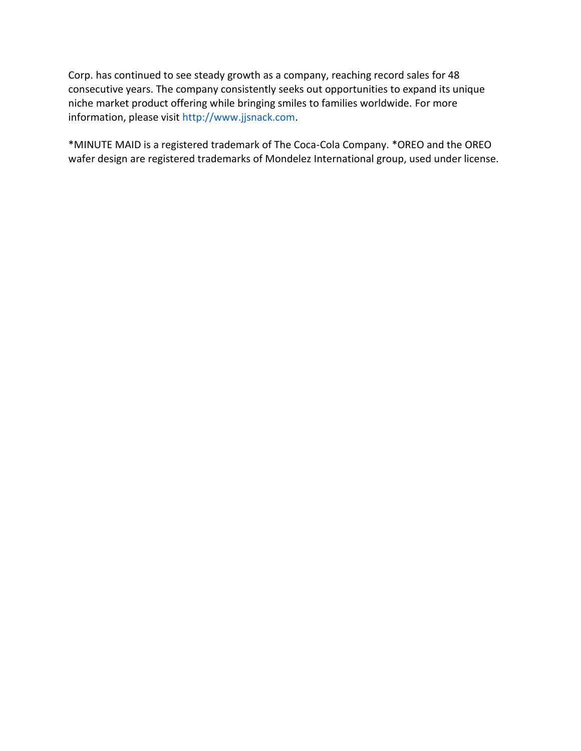Corp. has continued to see steady growth as a company, reaching record sales for 48 consecutive years. The company consistently seeks out opportunities to expand its unique niche market product offering while bringing smiles to families worldwide. For more information, please visit http://www.jjsnack.com.

*MINUTE MAID is a registered trademark of The Coca-Cola Company. *OREO and the OREO wafer design are registered trademarks of Mondelez International group, used under license.